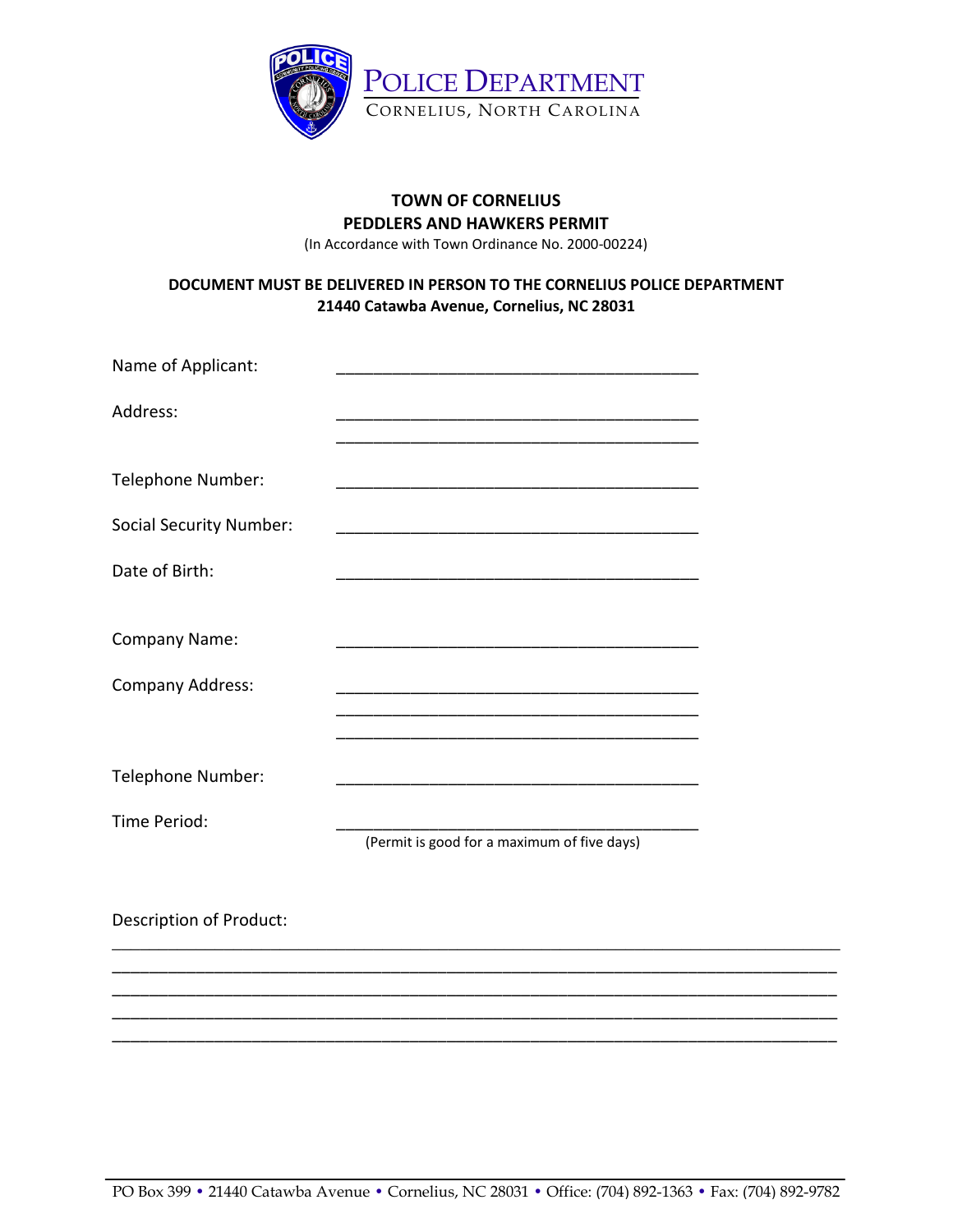POLICE DEPARTMENT
CORNELIUS, NORTH CAROLINA

**TOWN OF CORNELIUS**
**PEDDLERS AND HAWKERS PERMIT**
(In Accordance with Town Ordinance No. 2000-00224)

**DOCUMENT MUST BE DELIVERED IN PERSON TO THE CORNELIUS POLICE DEPARTMENT**
**21440 Catawba Avenue, Cornelius, NC 28031**

Name of Applicant: ________________________________________

Address: ________________________________________
________________________________________

Telephone Number: ________________________________________

Social Security Number: ________________________________________

Date of Birth: ________________________________________

Company Name: ________________________________________

Company Address: ________________________________________
________________________________________
________________________________________

Telephone Number: ________________________________________

Time Period: ________________________________________
(Permit is good for a maximum of five days)

Description of Product:
________________________________________________________________________________
________________________________________________________________________________
________________________________________________________________________________
________________________________________________________________________________
________________________________________________________________________________

PO Box 399 • 21440 Catawba Avenue • Cornelius, NC 28031 • Office: (704) 892-1363 • Fax: (704) 892-9782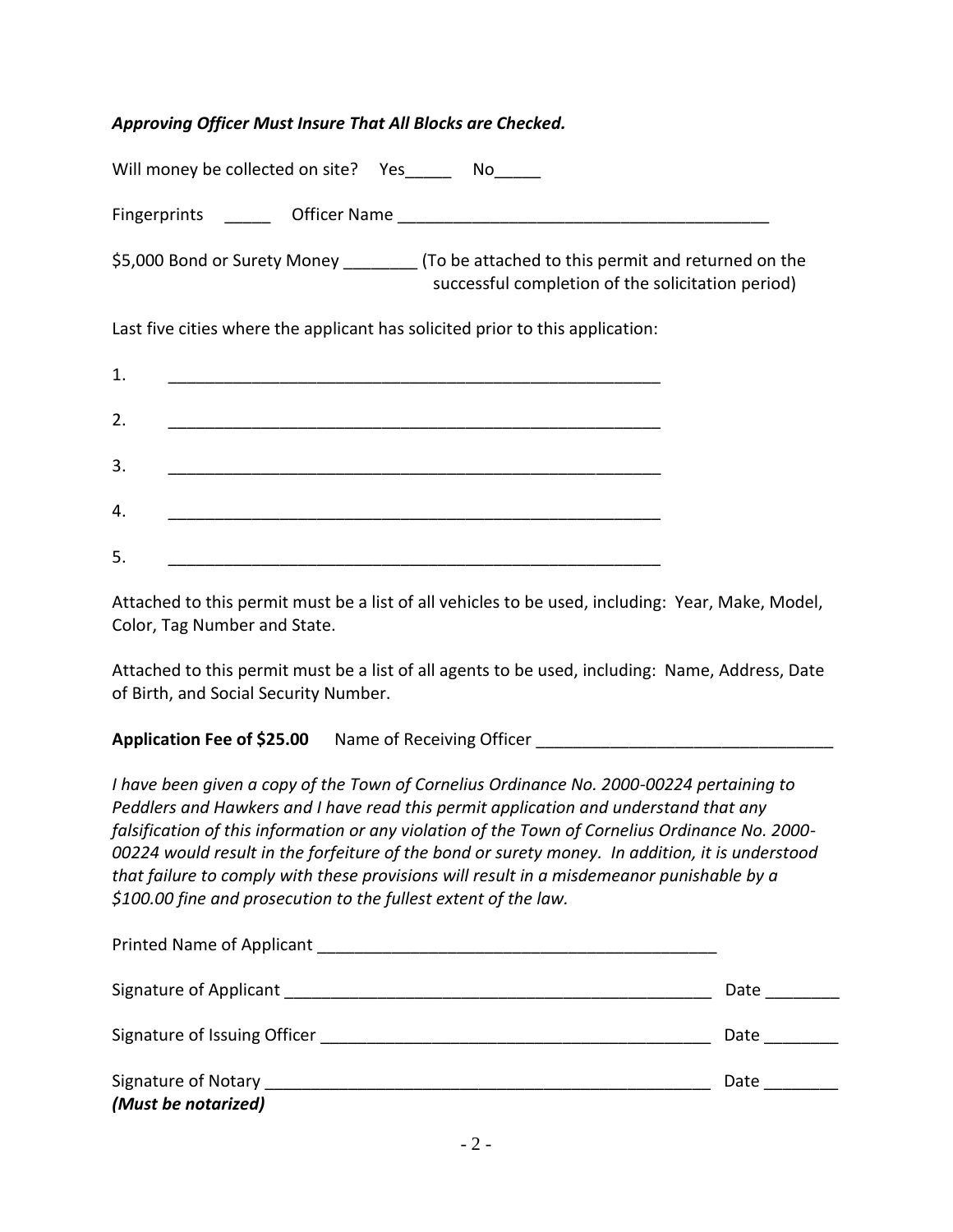***Approving Officer Must Insure That All Blocks are Checked.***

Will money be collected on site? Yes_____ No_____

Fingerprints _____ Officer Name _________________________________________

$5,000 Bond or Surety Money ________ (To be attached to this permit and returned on the successful completion of the solicitation period)

Last five cities where the applicant has solicited prior to this application:

1. _______________________________________________________
2. _______________________________________________________
3. _______________________________________________________
4. _______________________________________________________
5. _______________________________________________________

Attached to this permit must be a list of all vehicles to be used, including: Year, Make, Model, Color, Tag Number and State.

Attached to this permit must be a list of all agents to be used, including: Name, Address, Date of Birth, and Social Security Number.

**Application Fee of $25.00** Name of Receiving Officer ________________________________

*I have been given a copy of the Town of Cornelius Ordinance No. 2000-00224 pertaining to Peddlers and Hawkers and I have read this permit application and understand that any falsification of this information or any violation of the Town of Cornelius Ordinance No. 2000-00224 would result in the forfeiture of the bond or surety money. In addition, it is understood that failure to comply with these provisions will result in a misdemeanor punishable by a $100.00 fine and prosecution to the fullest extent of the law.*

Printed Name of Applicant ____________________________________________

Signature of Applicant ________________________________________________ Date ________

Signature of Issuing Officer ___________________________________________ Date ________

Signature of Notary __________________________________________________ Date ________
***(Must be notarized)***